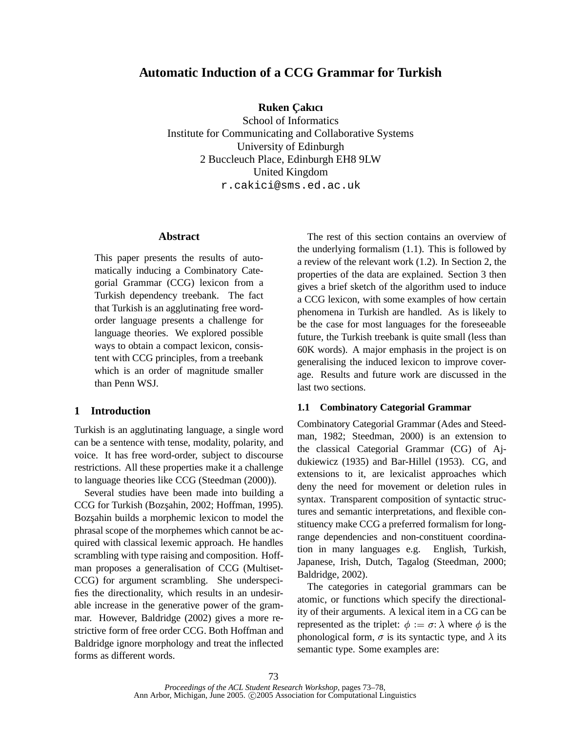# Automatic Induction of a CCG Grammar for Turkish

**Ruken Çakıcı**
School of Informatics
Institute for Communicating and Collaborative Systems
University of Edinburgh
2 Buccleuch Place, Edinburgh EH8 9LW
United Kingdom
r.cakici@sms.ed.ac.uk

## Abstract

This paper presents the results of automatically inducing a Combinatory Categorial Grammar (CCG) lexicon from a Turkish dependency treebank. The fact that Turkish is an agglutinating free word-order language presents a challenge for language theories. We explored possible ways to obtain a compact lexicon, consistent with CCG principles, from a treebank which is an order of magnitude smaller than Penn WSJ.

## 1 Introduction

Turkish is an agglutinating language, a single word can be a sentence with tense, modality, polarity, and voice. It has free word-order, subject to discourse restrictions. All these properties make it a challenge to language theories like CCG (Steedman (2000)).

Several studies have been made into building a CCG for Turkish (Bozşahin, 2002; Hoffman, 1995). Bozşahin builds a morphemic lexicon to model the phrasal scope of the morphemes which cannot be acquired with classical lexemic approach. He handles scrambling with type raising and composition. Hoffman proposes a generalisation of CCG (Multiset-CCG) for argument scrambling. She underspecifies the directionality, which results in an undesirable increase in the generative power of the grammar. However, Baldridge (2002) gives a more restrictive form of free order CCG. Both Hoffman and Baldridge ignore morphology and treat the inflected forms as different words.

The rest of this section contains an overview of the underlying formalism (1.1). This is followed by a review of the relevant work (1.2). In Section 2, the properties of the data are explained. Section 3 then gives a brief sketch of the algorithm used to induce a CCG lexicon, with some examples of how certain phenomena in Turkish are handled. As is likely to be the case for most languages for the foreseeable future, the Turkish treebank is quite small (less than 60K words). A major emphasis in the project is on generalising the induced lexicon to improve coverage. Results and future work are discussed in the last two sections.

### 1.1 Combinatory Categorial Grammar

Combinatory Categorial Grammar (Ades and Steedman, 1982; Steedman, 2000) is an extension to the classical Categorial Grammar (CG) of Ajdukiewicz (1935) and Bar-Hillel (1953). CG, and extensions to it, are lexicalist approaches which deny the need for movement or deletion rules in syntax. Transparent composition of syntactic structures and semantic interpretations, and flexible constituency make CCG a preferred formalism for long-range dependencies and non-constituent coordination in many languages e.g. English, Turkish, Japanese, Irish, Dutch, Tagalog (Steedman, 2000; Baldridge, 2002).

The categories in categorial grammars can be atomic, or functions which specify the directionality of their arguments. A lexical item in a CG can be represented as the triplet: $\phi := \sigma\!: \lambda$ where $\phi$ is the phonological form, $\sigma$ is its syntactic type, and $\lambda$ its semantic type. Some examples are: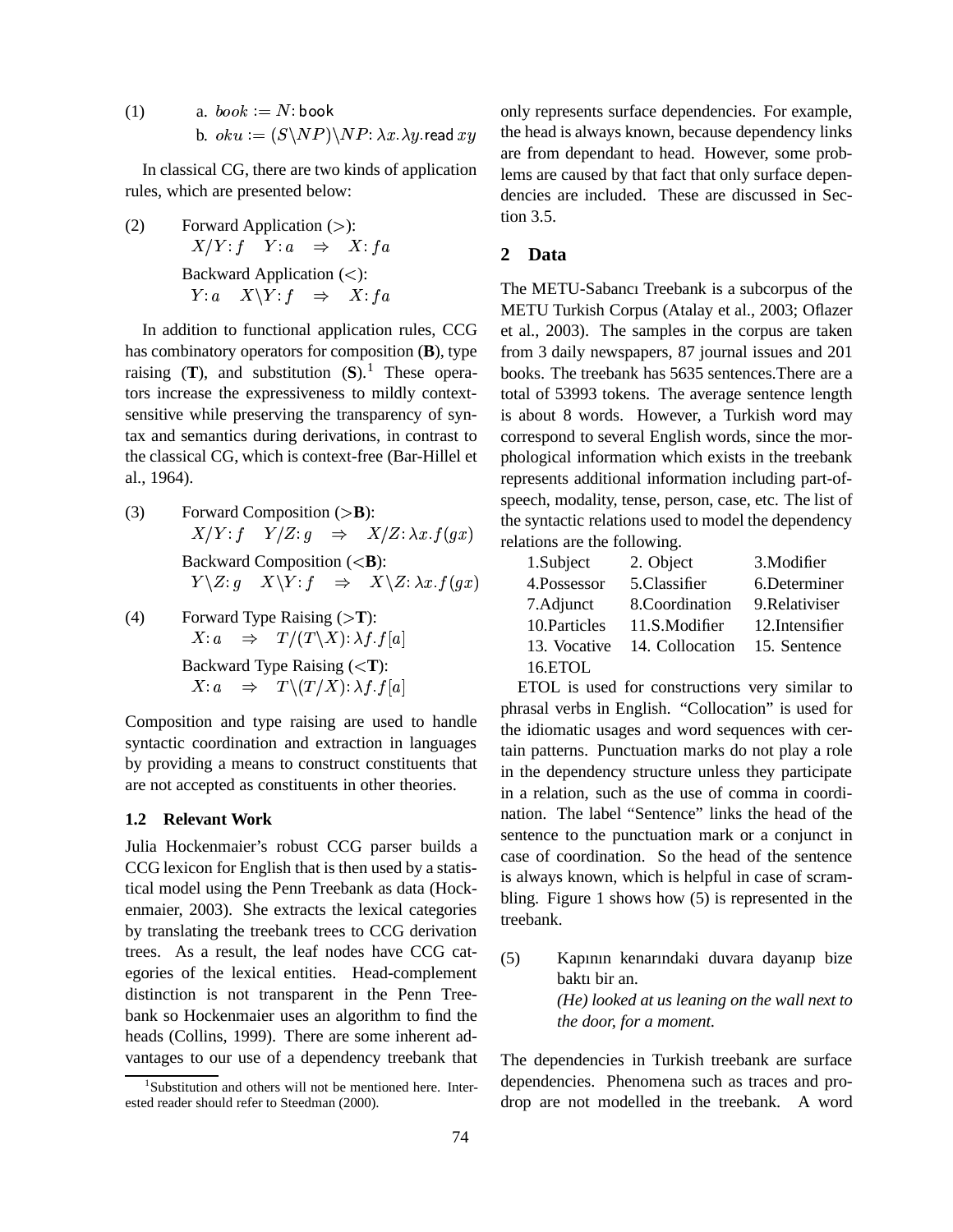(1) a. $book := N$: book
b. $oku := (S\backslash NP)\backslash NP$: $\lambda x.\lambda y.$read $xy$

In classical CG, there are two kinds of application rules, which are presented below:

(2) Forward Application (>):
$X/Y: f \quad Y: a \quad \Rightarrow \quad X: fa$

Backward Application (<):
$Y: a \quad X\backslash Y: f \quad \Rightarrow \quad X: fa$

In addition to functional application rules, CCG has combinatory operators for composition (**B**), type raising (**T**), and substitution (**S**).[1] These operators increase the expressiveness to mildly context-sensitive while preserving the transparency of syntax and semantics during derivations, in contrast to the classical CG, which is context-free (Bar-Hillel et al., 1964).

(3) Forward Composition (>**B**):
$X/Y: f \quad Y/Z: g \quad \Rightarrow \quad X/Z: \lambda x.f(gx)$

Backward Composition (<**B**):
$Y\backslash Z: g \quad X\backslash Y: f \quad \Rightarrow \quad X\backslash Z: \lambda x.f(gx)$

(4) Forward Type Raising (>**T**):
$X: a \quad \Rightarrow \quad T/(T\backslash X): \lambda f.f[a]$

Backward Type Raising (<**T**):
$X: a \quad \Rightarrow \quad T\backslash(T/X): \lambda f.f[a]$

Composition and type raising are used to handle syntactic coordination and extraction in languages by providing a means to construct constituents that are not accepted as constituents in other theories.

### 1.2 Relevant Work

Julia Hockenmaier's robust CCG parser builds a CCG lexicon for English that is then used by a statistical model using the Penn Treebank as data (Hockenmaier, 2003). She extracts the lexical categories by translating the treebank trees to CCG derivation trees. As a result, the leaf nodes have CCG categories of the lexical entities. Head-complement distinction is not transparent in the Penn Treebank so Hockenmaier uses an algorithm to find the heads (Collins, 1999). There are some inherent advantages to our use of a dependency treebank that only represents surface dependencies. For example, the head is always known, because dependency links are from dependant to head. However, some problems are caused by that fact that only surface dependencies are included. These are discussed in Section 3.5.

## 2 Data

The METU-Sabancı Treebank is a subcorpus of the METU Turkish Corpus (Atalay et al., 2003; Oflazer et al., 2003). The samples in the corpus are taken from 3 daily newspapers, 87 journal issues and 201 books. The treebank has 5635 sentences.There are a total of 53993 tokens. The average sentence length is about 8 words. However, a Turkish word may correspond to several English words, since the morphological information which exists in the treebank represents additional information including part-of-speech, modality, tense, person, case, etc. The list of the syntactic relations used to model the dependency relations are the following.

| | | |
|---|---|---|
| 1.Subject | 2. Object | 3.Modifier |
| 4.Possessor | 5.Classifier | 6.Determiner |
| 7.Adjunct | 8.Coordination | 9.Relativiser |
| 10.Particles | 11.S.Modifier | 12.Intensifier |
| 13. Vocative | 14. Collocation | 15. Sentence |
| 16.ETOL | | |

ETOL is used for constructions very similar to phrasal verbs in English. "Collocation" is used for the idiomatic usages and word sequences with certain patterns. Punctuation marks do not play a role in the dependency structure unless they participate in a relation, such as the use of comma in coordination. The label "Sentence" links the head of the sentence to the punctuation mark or a conjunct in case of coordination. So the head of the sentence is always known, which is helpful in case of scrambling. Figure 1 shows how (5) is represented in the treebank.

(5) Kapının kenarındaki duvara dayanıp bize baktı bir an.
*(He) looked at us leaning on the wall next to the door, for a moment.*

The dependencies in Turkish treebank are surface dependencies. Phenomena such as traces and pro-drop are not modelled in the treebank. A word

[1] Substitution and others will not be mentioned here. Interested reader should refer to Steedman (2000).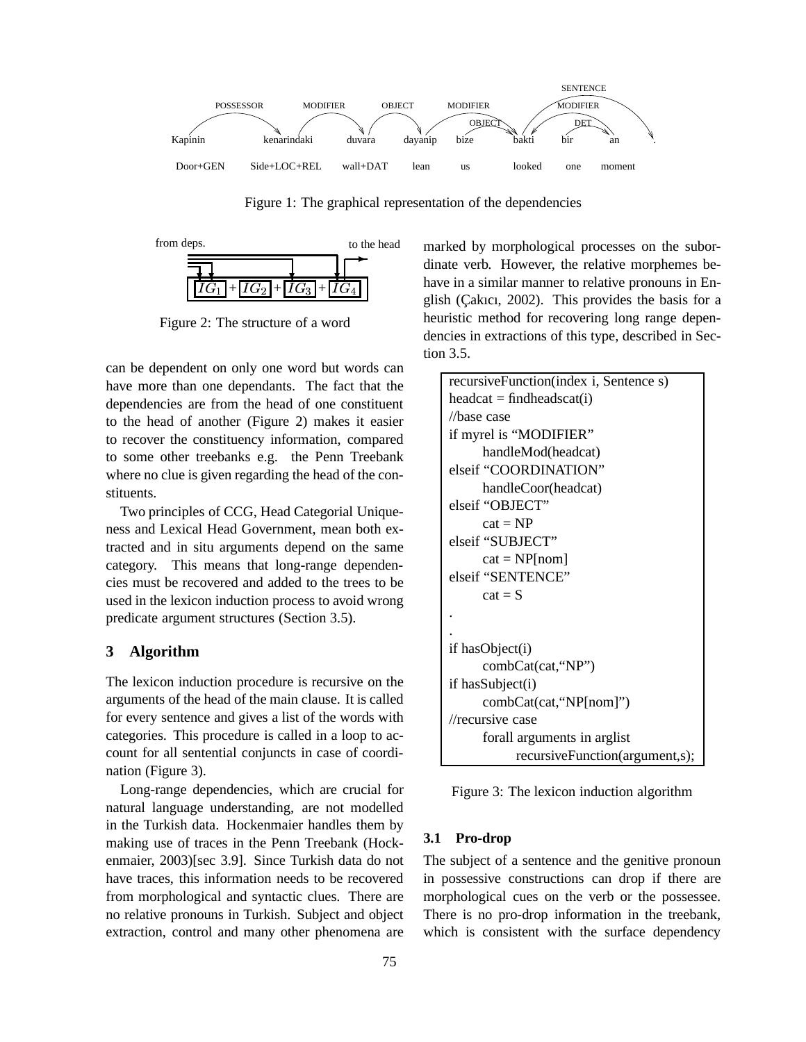Figure 1: The graphical representation of the dependencies

Figure 2: The structure of a word

can be dependent on only one word but words can have more than one dependants. The fact that the dependencies are from the head of one constituent to the head of another (Figure 2) makes it easier to recover the constituency information, compared to some other treebanks e.g. the Penn Treebank where no clue is given regarding the head of the constituents.

Two principles of CCG, Head Categorial Uniqueness and Lexical Head Government, mean both extracted and in situ arguments depend on the same category. This means that long-range dependencies must be recovered and added to the trees to be used in the lexicon induction process to avoid wrong predicate argument structures (Section 3.5).

## 3 Algorithm

The lexicon induction procedure is recursive on the arguments of the head of the main clause. It is called for every sentence and gives a list of the words with categories. This procedure is called in a loop to account for all sentential conjuncts in case of coordination (Figure 3).

Long-range dependencies, which are crucial for natural language understanding, are not modelled in the Turkish data. Hockenmaier handles them by making use of traces in the Penn Treebank (Hockenmaier, 2003)[sec 3.9]. Since Turkish data do not have traces, this information needs to be recovered from morphological and syntactic clues. There are no relative pronouns in Turkish. Subject and object extraction, control and many other phenomena are marked by morphological processes on the subordinate verb. However, the relative morphemes behave in a similar manner to relative pronouns in English (Çakıcı, 2002). This provides the basis for a heuristic method for recovering long range dependencies in extractions of this type, described in Section 3.5.

```
recursiveFunction(index i, Sentence s)
headcat = findheadscat(i)
//base case
if myrel is "MODIFIER"
    handleMod(headcat)
elseif "COORDINATION"
    handleCoor(headcat)
elseif "OBJECT"
    cat = NP
elseif "SUBJECT"
    cat = NP[nom]
elseif "SENTENCE"
    cat = S
.
.
if hasObject(i)
    combCat(cat,"NP")
if hasSubject(i)
    combCat(cat,"NP[nom]")
//recursive case
    forall arguments in arglist
        recursiveFunction(argument,s);
```

Figure 3: The lexicon induction algorithm

### 3.1 Pro-drop

The subject of a sentence and the genitive pronoun in possessive constructions can drop if there are morphological cues on the verb or the possessee. There is no pro-drop information in the treebank, which is consistent with the surface dependency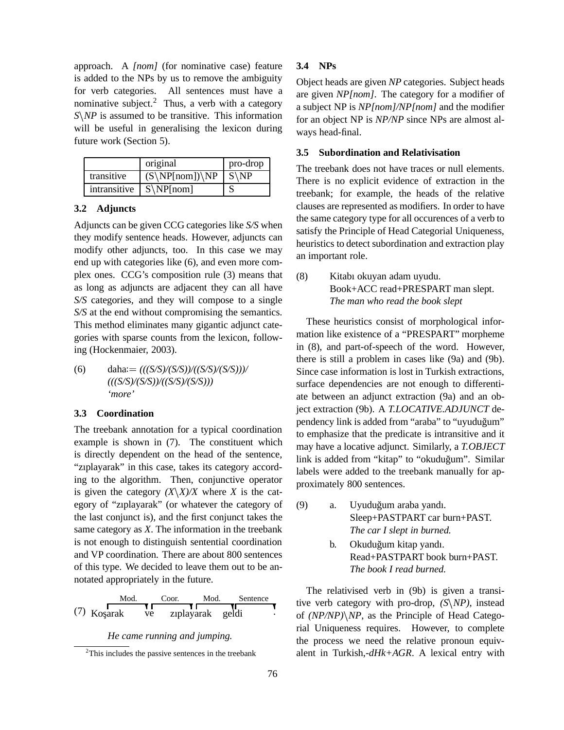approach. A *[nom]* (for nominative case) feature is added to the NPs by us to remove the ambiguity for verb categories. All sentences must have a nominative subject.[2] Thus, a verb with a category *S\NP* is assumed to be transitive. This information will be useful in generalising the lexicon during future work (Section 5).

| | original | pro-drop |
|---|---|---|
| transitive | (S\NP[nom])\NP | S\NP |
| intransitive | S\NP[nom] | S |

### 3.2 Adjuncts

Adjuncts can be given CCG categories like *S/S* when they modify sentence heads. However, adjuncts can modify other adjuncts, too. In this case we may end up with categories like (6), and even more complex ones. CCG's composition rule (3) means that as long as adjuncts are adjacent they can all have *S/S* categories, and they will compose to a single *S/S* at the end without compromising the semantics. This method eliminates many gigantic adjunct categories with sparse counts from the lexicon, following (Hockenmaier, 2003).

(6) daha:= *(((S/S)/(S/S))/((S/S)/(S/S)))/ (((S/S)/(S/S))/((S/S)/(S/S)))*
*'more'*

### 3.3 Coordination

The treebank annotation for a typical coordination example is shown in (7). The constituent which is directly dependent on the head of the sentence, "zıplayarak" in this case, takes its category according to the algorithm. Then, conjunctive operator is given the category *(X\X)/X* where *X* is the category of "zıplayarak" (or whatever the category of the last conjunct is), and the first conjunct takes the same category as *X*. The information in the treebank is not enough to distinguish sentential coordination and VP coordination. There are about 800 sentences of this type. We decided to leave them out to be annotated appropriately in the future.

(7) Koşarak ve zıplayarak geldi .
(Dependency links: Mod., Coor., Mod., Sentence)

*He came running and jumping.*

### 3.4 NPs

Object heads are given *NP* categories. Subject heads are given *NP[nom]*. The category for a modifier of a subject NP is *NP[nom]/NP[nom]* and the modifier for an object NP is *NP/NP* since NPs are almost always head-final.

### 3.5 Subordination and Relativisation

The treebank does not have traces or null elements. There is no explicit evidence of extraction in the treebank; for example, the heads of the relative clauses are represented as modifiers. In order to have the same category type for all occurences of a verb to satisfy the Principle of Head Categorial Uniqueness, heuristics to detect subordination and extraction play an important role.

(8) Kitabı okuyan adam uyudu.
Book+ACC read+PRESPART man slept.
*The man who read the book slept*

These heuristics consist of morphological information like existence of a "PRESPART" morpheme in (8), and part-of-speech of the word. However, there is still a problem in cases like (9a) and (9b). Since case information is lost in Turkish extractions, surface dependencies are not enough to differentiate between an adjunct extraction (9a) and an object extraction (9b). A *T.LOCATIVE.ADJUNCT* dependency link is added from "araba" to "uyuduğum" to emphasize that the predicate is intransitive and it may have a locative adjunct. Similarly, a *T.OBJECT* link is added from "kitap" to "okuduğum". Similar labels were added to the treebank manually for approximately 800 sentences.

(9) a. Uyuduğum araba yandı.
Sleep+PASTPART car burn+PAST.
*The car I slept in burned.*

b. Okuduğum kitap yandı.
Read+PASTPART book burn+PAST.
*The book I read burned.*

The relativised verb in (9b) is given a transitive verb category with pro-drop, *(S\NP)*, instead of *(NP/NP)\NP*, as the Principle of Head Categorial Uniqueness requires. However, to complete the process we need the relative pronoun equivalent in Turkish,*-dHk+AGR*. A lexical entry with

[2]This includes the passive sentences in the treebank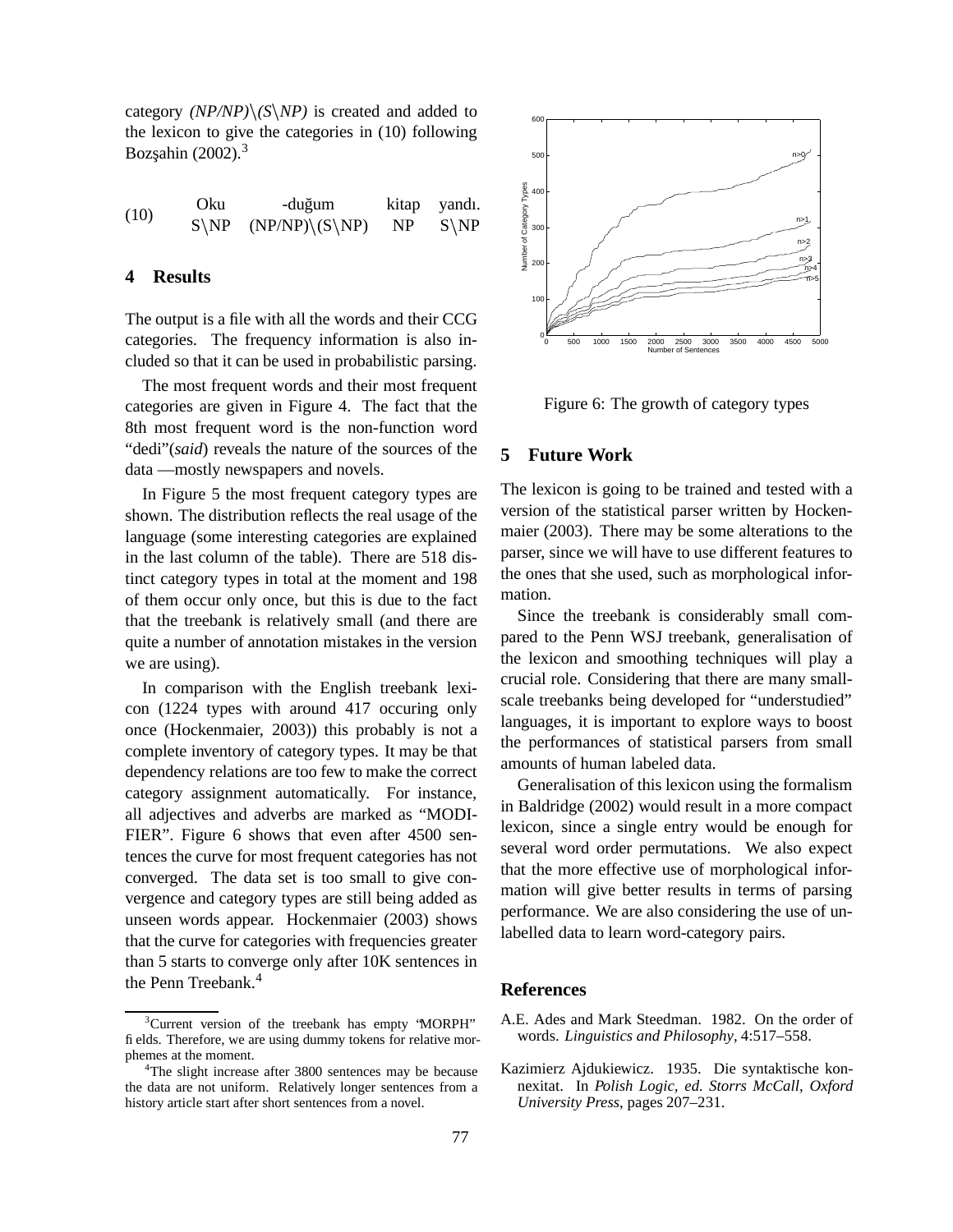category *(NP/NP)\(S\NP)* is created and added to the lexicon to give the categories in (10) following Bozşahin (2002).[3]

(10)

| Oku | -duğum | kitap | yandı. |
|---|---|---|---|
| S\NP | (NP/NP)\(S\NP) | NP | S\NP |

## 4 Results

The output is a file with all the words and their CCG categories. The frequency information is also included so that it can be used in probabilistic parsing.

The most frequent words and their most frequent categories are given in Figure 4. The fact that the 8th most frequent word is the non-function word "dedi"(*said*) reveals the nature of the sources of the data —mostly newspapers and novels.

In Figure 5 the most frequent category types are shown. The distribution reflects the real usage of the language (some interesting categories are explained in the last column of the table). There are 518 distinct category types in total at the moment and 198 of them occur only once, but this is due to the fact that the treebank is relatively small (and there are quite a number of annotation mistakes in the version we are using).

In comparison with the English treebank lexicon (1224 types with around 417 occuring only once (Hockenmaier, 2003)) this probably is not a complete inventory of category types. It may be that dependency relations are too few to make the correct category assignment automatically. For instance, all adjectives and adverbs are marked as "MODIFIER". Figure 6 shows that even after 4500 sentences the curve for most frequent categories has not converged. The data set is too small to give convergence and category types are still being added as unseen words appear. Hockenmaier (2003) shows that the curve for categories with frequencies greater than 5 starts to converge only after 10K sentences in the Penn Treebank.[4]

[3] Current version of the treebank has empty "MORPH" fields. Therefore, we are using dummy tokens for relative morphemes at the moment.

[4] The slight increase after 3800 sentences may be because the data are not uniform. Relatively longer sentences from a history article start after short sentences from a novel.

Figure 6: The growth of category types

## 5 Future Work

The lexicon is going to be trained and tested with a version of the statistical parser written by Hockenmaier (2003). There may be some alterations to the parser, since we will have to use different features to the ones that she used, such as morphological information.

Since the treebank is considerably small compared to the Penn WSJ treebank, generalisation of the lexicon and smoothing techniques will play a crucial role. Considering that there are many small-scale treebanks being developed for "understudied" languages, it is important to explore ways to boost the performances of statistical parsers from small amounts of human labeled data.

Generalisation of this lexicon using the formalism in Baldridge (2002) would result in a more compact lexicon, since a single entry would be enough for several word order permutations. We also expect that the more effective use of morphological information will give better results in terms of parsing performance. We are also considering the use of unlabelled data to learn word-category pairs.

## References

A.E. Ades and Mark Steedman. 1982. On the order of words. *Linguistics and Philosophy*, 4:517–558.

Kazimierz Ajdukiewicz. 1935. Die syntaktische konnexitat. In *Polish Logic, ed. Storrs McCall, Oxford University Press*, pages 207–231.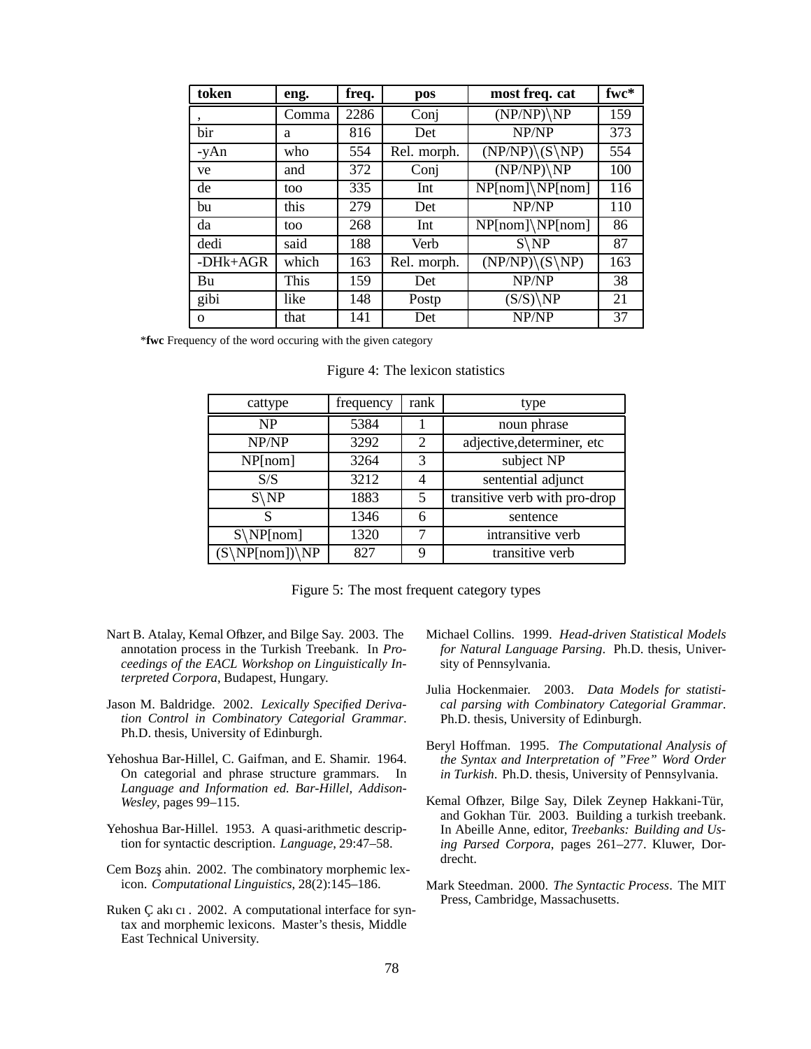| token | eng. | freq. | pos | most freq. cat | fwc* |
|---|---|---|---|---|---|
| , | Comma | 2286 | Conj | (NP/NP)\NP | 159 |
| bir | a | 816 | Det | NP/NP | 373 |
| -yAn | who | 554 | Rel. morph. | (NP/NP)\(S\NP) | 554 |
| ve | and | 372 | Conj | (NP/NP)\NP | 100 |
| de | too | 335 | Int | NP[nom]\NP[nom] | 116 |
| bu | this | 279 | Det | NP/NP | 110 |
| da | too | 268 | Int | NP[nom]\NP[nom] | 86 |
| dedi | said | 188 | Verb | S\NP | 87 |
| -DHk+AGR | which | 163 | Rel. morph. | (NP/NP)\(S\NP) | 163 |
| Bu | This | 159 | Det | NP/NP | 38 |
| gibi | like | 148 | Postp | (S/S)\NP | 21 |
| o | that | 141 | Det | NP/NP | 37 |

\***fwc** Frequency of the word occuring with the given category

Figure 4: The lexicon statistics

| cattype | frequency | rank | type |
|---|---|---|---|
| NP | 5384 | 1 | noun phrase |
| NP/NP | 3292 | 2 | adjective,determiner, etc |
| NP[nom] | 3264 | 3 | subject NP |
| S/S | 3212 | 4 | sentential adjunct |
| S\NP | 1883 | 5 | transitive verb with pro-drop |
| S | 1346 | 6 | sentence |
| S\NP[nom] | 1320 | 7 | intransitive verb |
| (S\NP[nom])\NP | 827 | 9 | transitive verb |

Figure 5: The most frequent category types

Nart B. Atalay, Kemal Oflazer, and Bilge Say. 2003. The annotation process in the Turkish Treebank. In *Proceedings of the EACL Workshop on Linguistically Interpreted Corpora*, Budapest, Hungary.

Jason M. Baldridge. 2002. *Lexically Specified Derivation Control in Combinatory Categorial Grammar*. Ph.D. thesis, University of Edinburgh.

Yehoshua Bar-Hillel, C. Gaifman, and E. Shamir. 1964. On categorial and phrase structure grammars. In *Language and Information ed. Bar-Hillel, Addison-Wesley*, pages 99–115.

Yehoshua Bar-Hillel. 1953. A quasi-arithmetic description for syntactic description. *Language*, 29:47–58.

Cem Bozşahin. 2002. The combinatory morphemic lexicon. *Computational Linguistics*, 28(2):145–186.

Ruken Çakıcı. 2002. A computational interface for syntax and morphemic lexicons. Master's thesis, Middle East Technical University.

Michael Collins. 1999. *Head-driven Statistical Models for Natural Language Parsing*. Ph.D. thesis, University of Pennsylvania.

Julia Hockenmaier. 2003. *Data Models for statistical parsing with Combinatory Categorial Grammar*. Ph.D. thesis, University of Edinburgh.

Beryl Hoffman. 1995. *The Computational Analysis of the Syntax and Interpretation of "Free" Word Order in Turkish*. Ph.D. thesis, University of Pennsylvania.

Kemal Oflazer, Bilge Say, Dilek Zeynep Hakkani-Tür, and Gokhan Tür. 2003. Building a turkish treebank. In Abeille Anne, editor, *Treebanks: Building and Using Parsed Corpora*, pages 261–277. Kluwer, Dordrecht.

Mark Steedman. 2000. *The Syntactic Process*. The MIT Press, Cambridge, Massachusetts.